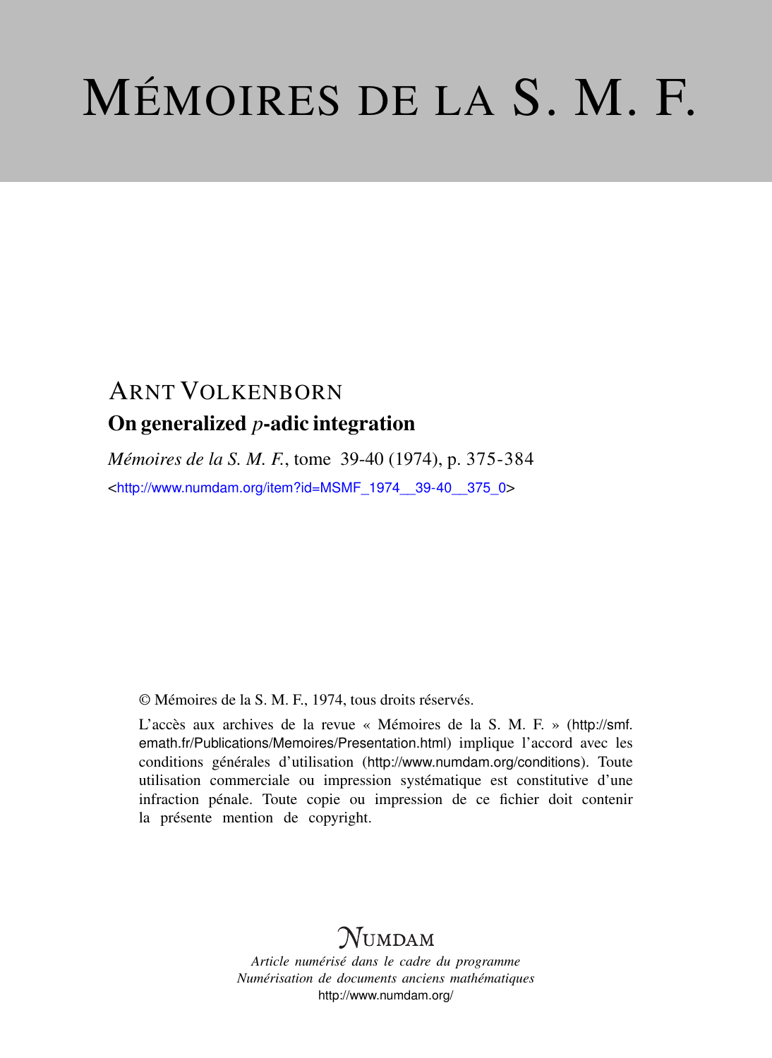# MÉMOIRES DE LA S. M. F.

ARNT VOLKENBORN

## On generalized $p$-adic integration

*Mémoires de la S. M. F.*, tome 39-40 (1974), p. 375-384

<http://www.numdam.org/item?id=MSMF_1974__39-40__375_0>

© Mémoires de la S. M. F., 1974, tous droits réservés.

L'accès aux archives de la revue « Mémoires de la S. M. F. » (http://smf.emath.fr/Publications/Memoires/Presentation.html) implique l'accord avec les conditions générales d'utilisation (http://www.numdam.org/conditions). Toute utilisation commerciale ou impression systématique est constitutive d'une infraction pénale. Toute copie ou impression de ce fichier doit contenir la présente mention de copyright.

NUMDAM

*Article numérisé dans le cadre du programme*
*Numérisation de documents anciens mathématiques*
http://www.numdam.org/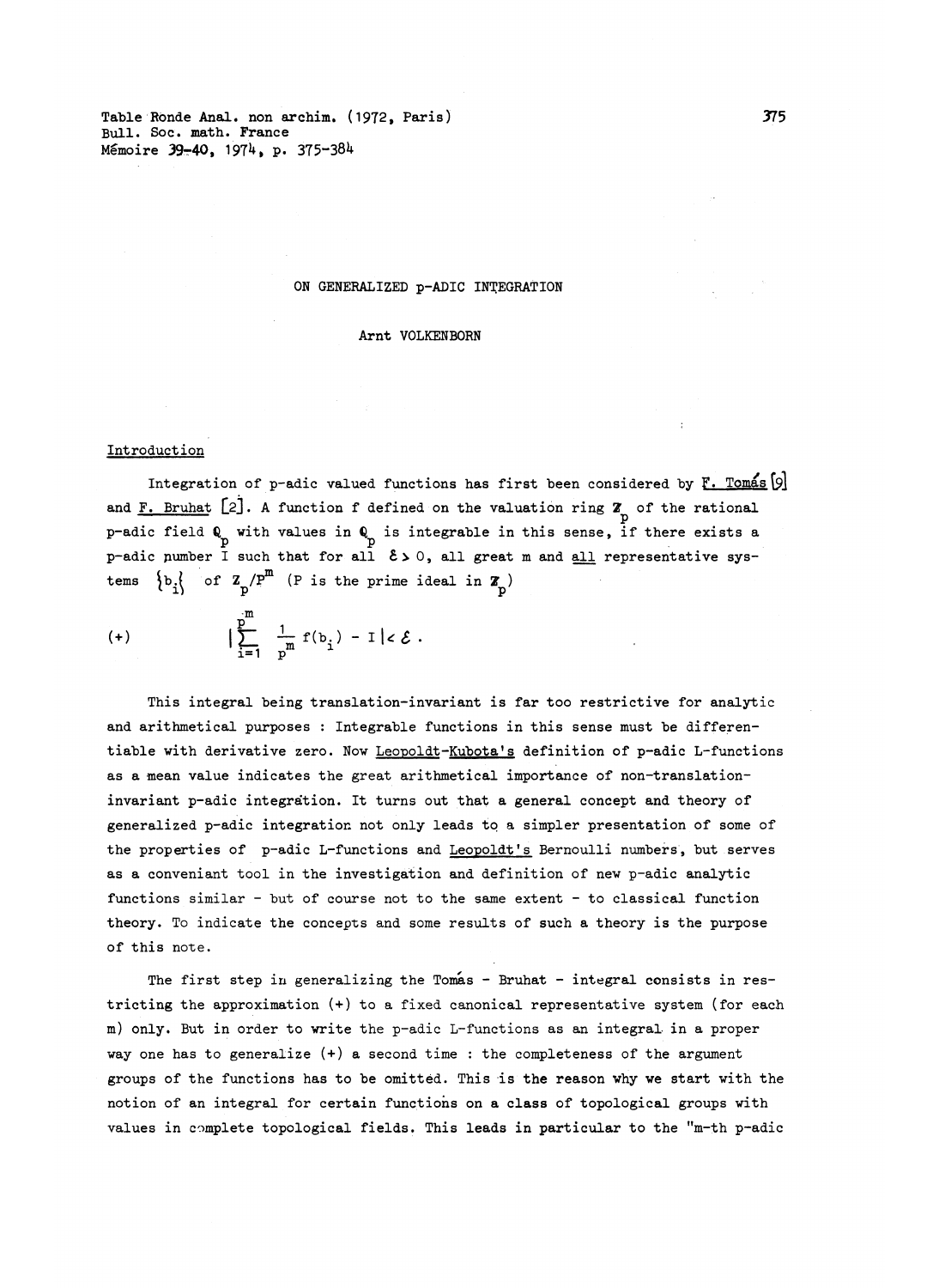Table Ronde Anal. non archim. (1972, Paris)
Bull. Soc. math. France
Mémoire 39-40, 1974, p. 375-384

# ON GENERALIZED p-ADIC INTEGRATION

Arnt VOLKENBORN

## Introduction

Integration of p-adic valued functions has first been considered by F. Tomás [9] and F. Bruhat [2]. A function f defined on the valuation ring $\mathbb{Z}_p$ of the rational p-adic field $\mathbb{Q}_p$ with values in $\mathbb{Q}_p$ is integrable in this sense, if there exists a p-adic number I such that for all $\varepsilon > 0$, all great m and all representative systems $\{b_i\}$ of $\mathbb{Z}_p/P^m$ (P is the prime ideal in $\mathbb{Z}_p$)

$$(+) \qquad \left| \sum_{i=1}^{p^m} \frac{1}{p^m} f(b_i) - I \right| < \varepsilon .$$

This integral being translation-invariant is far too restrictive for analytic and arithmetical purposes : Integrable functions in this sense must be differentiable with derivative zero. Now Leopoldt-Kubota's definition of p-adic L-functions as a mean value indicates the great arithmetical importance of non-translation-invariant p-adic integration. It turns out that a general concept and theory of generalized p-adic integration not only leads to a simpler presentation of some of the properties of p-adic L-functions and Leopoldt's Bernoulli numbers, but serves as a conveniant tool in the investigation and definition of new p-adic analytic functions similar - but of course not to the same extent - to classical function theory. To indicate the concepts and some results of such a theory is the purpose of this note.

The first step in generalizing the Tomás - Bruhat - integral consists in restricting the approximation (+) to a fixed canonical representative system (for each m) only. But in order to write the p-adic L-functions as an integral in a proper way one has to generalize (+) a second time : the completeness of the argument groups of the functions has to be omitted. This is the reason why we start with the notion of an integral for certain functions on a class of topological groups with values in complete topological fields. This leads in particular to the "m-th p-adic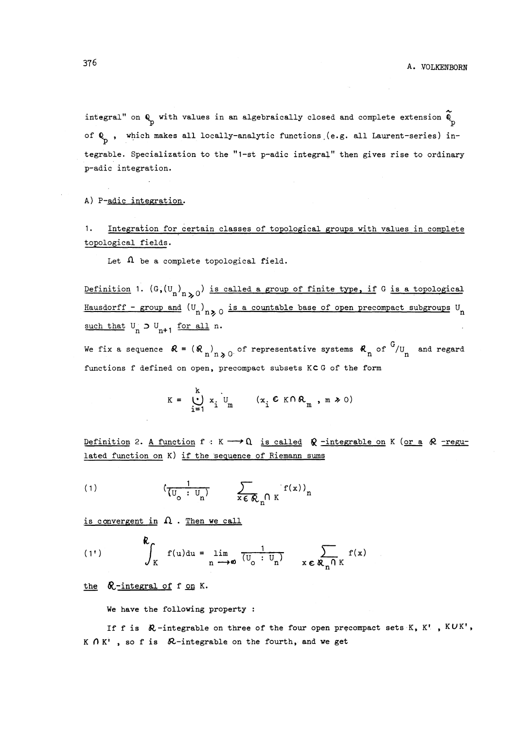integral" on $\mathbb{Q}_p$ with values in an algebraically closed and complete extension $\tilde{\mathbb{Q}}_p$ of $\mathbb{Q}_p$, which makes all locally-analytic functions (e.g. all Laurent-series) integrable. Specialization to the "1-st p-adic integral" then gives rise to ordinary p-adic integration.

## A) P-adic integration.

### 1. Integration for certain classes of topological groups with values in complete topological fields.

Let $\Omega$ be a complete topological field.

**Definition 1.** *$(G,(U_n)_{n\geq 0})$ is called a group of finite type, if $G$ is a topological Hausdorff - group and $(U_n)_{n\geq 0}$ is a countable base of open precompact subgroups $U_n$ such that $U_n \supset U_{n+1}$ for all $n$.*

We fix a sequence $\mathcal{R} = (\mathcal{R}_n)_{n\geq 0}$ of representative systems $\mathcal{R}_n$ of $G/U_n$ and regard functions $f$ defined on open, precompact subsets $K \subset G$ of the form

$$K = \dot{\bigcup_{i=1}^{k}} x_i U_m \qquad (x_i \in K \cap \mathcal{R}_m,\ m \geq 0)$$

**Definition 2.** *A function $f : K \longrightarrow \Omega$ is called $\mathcal{R}$-integrable on $K$ (or a $\mathcal{R}$-regulated function on $K$) if the sequence of Riemann sums*

$$(1) \qquad \left(\frac{1}{(U_0 : U_n)} \sum_{x \in \mathcal{R}_n \cap K} f(x)\right)_n$$

*is convergent in $\Omega$. Then we call*

$$(1') \qquad {}^{\mathcal{R}}\!\!\int_K f(u)du = \lim_{n\to\infty} \frac{1}{(U_0 : U_n)} \sum_{x \in \mathcal{R}_n \cap K} f(x)$$

*the $\mathcal{R}$-integral of $f$ on $K$.*

We have the following property :

If $f$ is $\mathcal{R}$-integrable on three of the four open precompact sets $K$, $K'$, $K \cup K'$, $K \cap K'$, so $f$ is $\mathcal{R}$-integrable on the fourth, and we get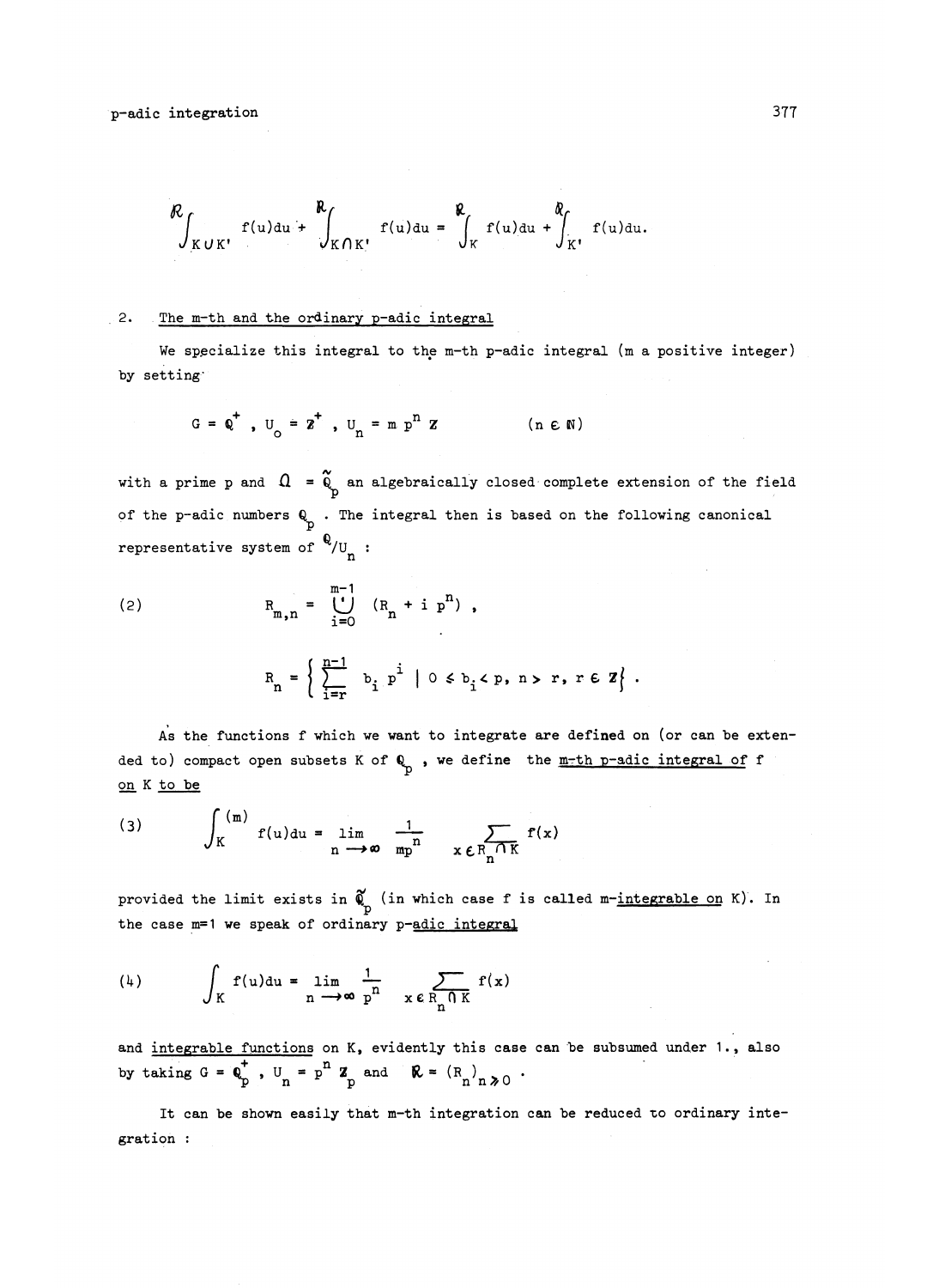$$\mathcal{R}\int_{K\cup K'} f(u)du + \mathcal{R}\int_{K\cap K'} f(u)du = \mathcal{R}\int_{K} f(u)du + \mathcal{R}\int_{K'} f(u)du.$$

## 2. The m-th and the ordinary p-adic integral

We specialize this integral to the m-th p-adic integral (m a positive integer) by setting

$$G = \mathbb{Q}^+ , \; U_o = \mathbb{Z}^+ , \; U_n = m\, p^n\, \mathbb{Z} \qquad\qquad (n \in \mathbb{N})$$

with a prime p and $\Omega = \tilde{\mathbb{Q}}_p$ an algebraically closed complete extension of the field of the p-adic numbers $\mathbb{Q}_p$ . The integral then is based on the following canonical representative system of $\mathbb{Q}/U_n$ :

$$R_{m,n} = \dot{\bigcup_{i=0}^{m-1}} (R_n + i\, p^n) , \tag{2}$$

$$R_n = \left\{ \sum_{i=r}^{n-1} b_i\, p^i \;\middle|\; 0 \leqslant b_i < p,\; n > r,\; r \in \mathbb{Z} \right\} .$$

As the functions f which we want to integrate are defined on (or can be extended to) compact open subsets K of $\mathbb{Q}_p$ , we define the <u>m-th p-adic integral of f on K to be</u>

$$\int_K^{(m)} f(u)du = \lim_{n\to\infty} \frac{1}{mp^n} \sum_{x\in R_n\cap K} f(x) \tag{3}$$

provided the limit exists in $\tilde{\mathbb{Q}}_p$ (in which case f is called <u>m-integrable on</u> K). In the case m=1 we speak of ordinary <u>p-adic integral</u>

$$\int_K f(u)du = \lim_{n\to\infty} \frac{1}{p^n} \sum_{x\in R_n\cap K} f(x) \tag{4}$$

and <u>integrable functions</u> on K, evidently this case can be subsumed under 1., also by taking $G = \mathbb{Q}_p^+$ , $U_n = p^n\, \mathbb{Z}_p$ and $\mathcal{R} = (R_n)_{n\geqslant 0}$ .

It can be shown easily that m-th integration can be reduced to ordinary integration :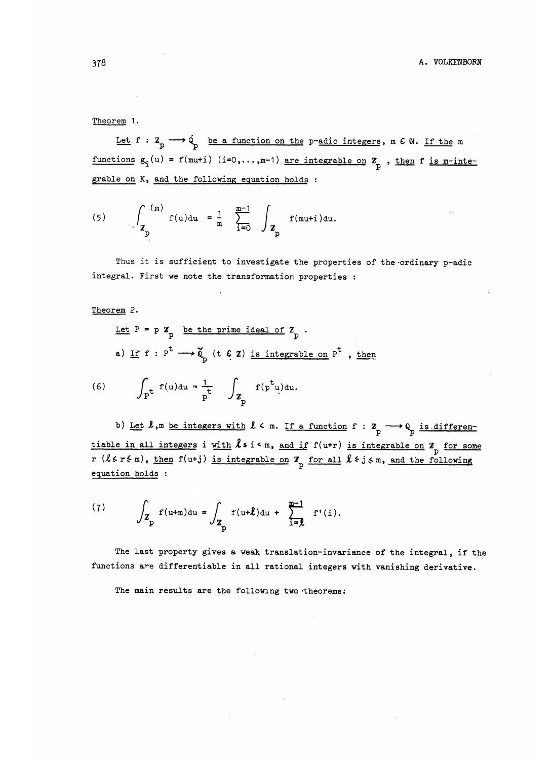Theorem 1.

*Let $f : \mathbf{Z}_p \longrightarrow \tilde{\mathbb{Q}}_p$ be a function on the p-adic integers, $m \in \mathbb{N}$. If the m functions $g_i(u) = f(mu+i)$ $(i=0,\dots,m-1)$ are integrable on $\mathbf{Z}_p$, then f is m-integrable on K, and the following equation holds :*

$$(5) \qquad \int_{\mathbf{Z}_p}^{(m)} f(u)du = \frac{1}{m} \sum_{i=0}^{m-1} \int_{\mathbf{Z}_p} f(mu+i)du.$$

Thus it is sufficient to investigate the properties of the ordinary p-adic integral. First we note the transformation properties :

Theorem 2.

*Let $P = p\,\mathbf{Z}_p$ be the prime ideal of $\mathbf{Z}_p$.*

a) *If $f : P^t \longrightarrow \tilde{\mathbb{Q}}_p$ $(t \in \mathbf{Z})$ is integrable on $P^t$, then*

$$(6) \qquad \int_{P^t} f(u)du = \frac{1}{p^t} \int_{\mathbf{Z}_p} f(p^t u)du.$$

b) *Let $\ell, m$ be integers with $\ell < m$. If a function $f : \mathbf{Z}_p \longrightarrow \mathbb{Q}_p$ is differentiable in all integers i with $\ell \leq i < m$, and if $f(u+r)$ is integrable on $\mathbf{Z}_p$ for some $r$ $(\ell \leq r \leq m)$, then $f(u+j)$ is integrable on $\mathbf{Z}_p$ for all $\ell \leq j \leq m$, and the following equation holds :*

$$(7) \qquad \int_{\mathbf{Z}_p} f(u+m)du = \int_{\mathbf{Z}_p} f(u+\ell)du + \sum_{i=\ell}^{m-1} f'(i).$$

The last property gives a weak translation-invariance of the integral, if the functions are differentiable in all rational integers with vanishing derivative.

The main results are the following two theorems: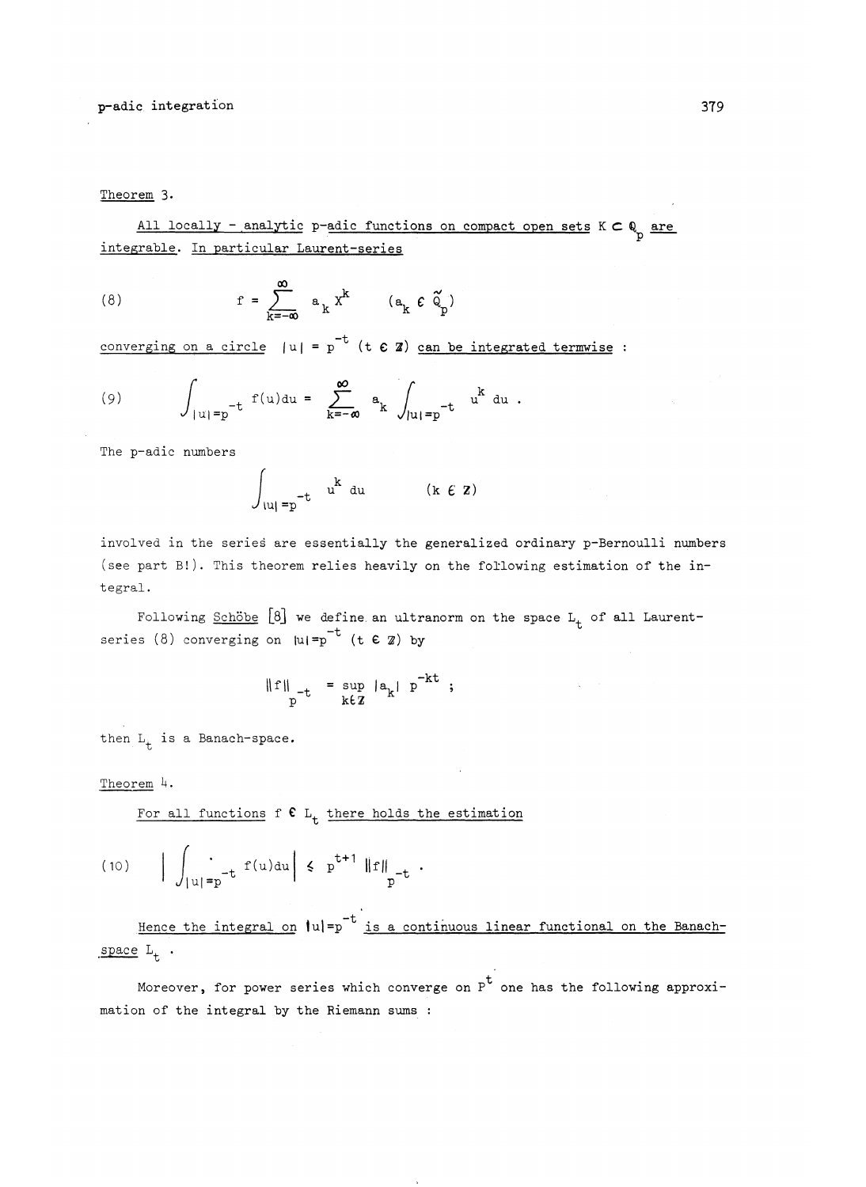Theorem 3.

All locally - analytic p-adic functions on compact open sets $K \subset \mathbb{Q}_p$ are integrable. In particular Laurent-series

$$f = \sum_{k=-\infty}^{\infty} a_k X^k \qquad (a_k \in \tilde{\mathbb{Q}}_p) \tag{8}$$

converging on a circle $|u| = p^{-t}$ $(t \in \mathbb{Z})$ can be integrated termwise :

$$\int_{|u|=p^{-t}} f(u)du = \sum_{k=-\infty}^{\infty} a_k \int_{|u|=p^{-t}} u^k \, du \, . \tag{9}$$

The p-adic numbers

$$\int_{|u|=p^{-t}} u^k \, du \qquad (k \in \mathbb{Z})$$

involved in the series are essentially the generalized ordinary p-Bernoulli numbers (see part B!). This theorem relies heavily on the following estimation of the integral.

Following Schöbe [8] we define an ultranorm on the space $L_t$ of all Laurent-series (8) converging on $|u|=p^{-t}$ $(t \in \mathbb{Z})$ by

$$\|f\|_{p^{-t}} = \sup_{k \in \mathbb{Z}} |a_k| \, p^{-kt} \, ;$$

then $L_t$ is a Banach-space.

Theorem 4.

For all functions $f \in L_t$ there holds the estimation

$$\left| \int_{|u|=p^{-t}} f(u)du \right| \leq p^{t+1} \, \|f\|_{p^{-t}} \, . \tag{10}$$

Hence the integral on $|u|=p^{-t}$ is a continuous linear functional on the Banach-space $L_t$.

Moreover, for power series which converge on $P^t$ one has the following approximation of the integral by the Riemann sums :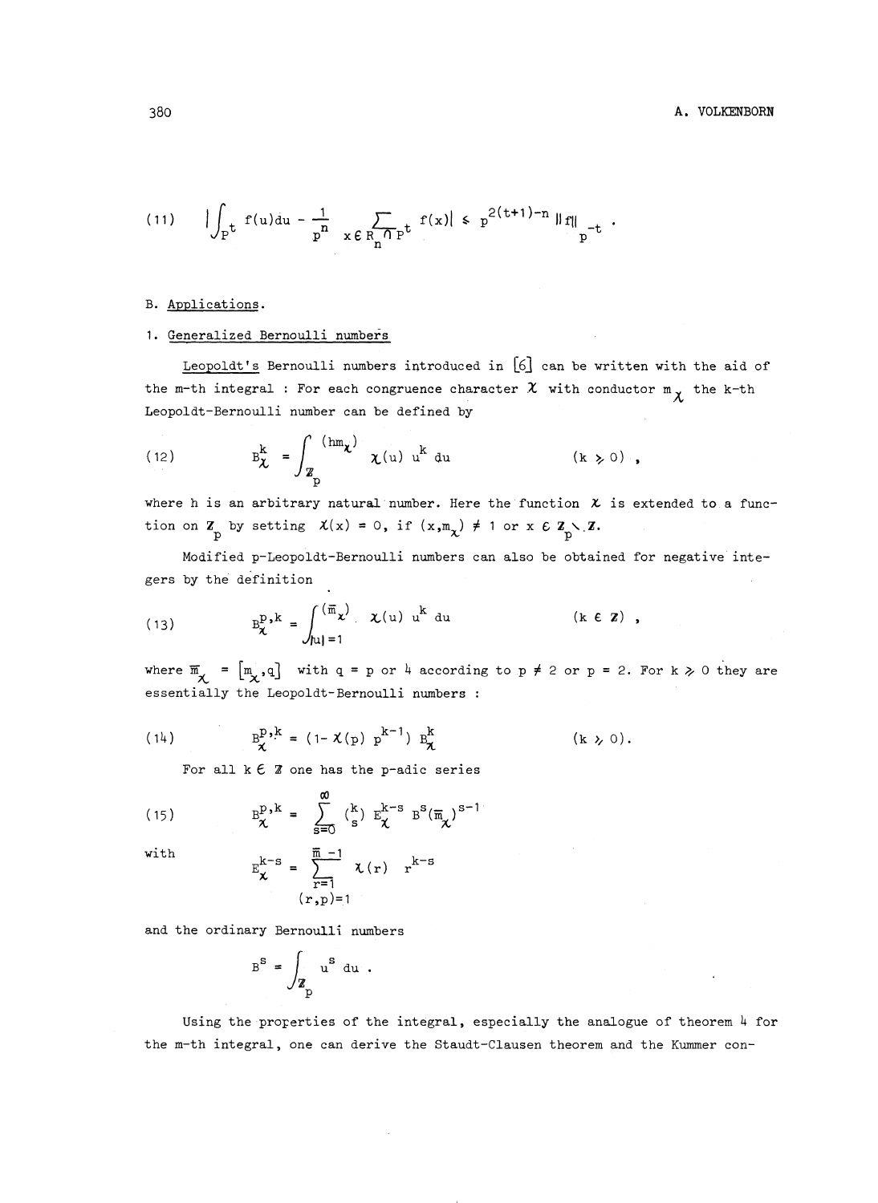$$(11) \qquad \left| \int_{P^t} f(u)du - \frac{1}{p^n} \sum_{x \in R_n \cap P^t} f(x) \right| \leq p^{2(t+1)-n} \|f\|_{p^{-t}} .$$

## B. Applications.

### 1. Generalized Bernoulli numbers

Leopoldt's Bernoulli numbers introduced in [6] can be written with the aid of the m-th integral : For each congruence character $\chi$ with conductor $m_\chi$ the k-th Leopoldt-Bernoulli number can be defined by

$$(12) \qquad B_\chi^k = \int_{\mathbb{Z}_p}^{(hm_\chi)} \chi(u)\, u^k\, du \qquad (k \geqslant 0) ,$$

where h is an arbitrary natural number. Here the function $\chi$ is extended to a function on $\mathbb{Z}_p$ by setting $\chi(x) = 0$, if $(x,m_\chi) \neq 1$ or $x \in \mathbb{Z}_p \setminus \mathbb{Z}$.

Modified p-Leopoldt-Bernoulli numbers can also be obtained for negative integers by the definition

$$(13) \qquad B_\chi^{p,k} = \int_{|u|=1}^{(\overline{m}_\chi)} \chi(u)\, u^k\, du \qquad (k \in \mathbb{Z}) ,$$

where $\overline{m}_\chi = [m_\chi, q]$ with $q = p$ or $4$ according to $p \neq 2$ or $p = 2$. For $k \geqslant 0$ they are essentially the Leopoldt-Bernoulli numbers :

$$(14) \qquad B_\chi^{p,k} = (1 - \chi(p)\, p^{k-1})\, B_\chi^k \qquad (k \geqslant 0).$$

For all $k \in \mathbb{Z}$ one has the p-adic series

$$(15) \qquad B_\chi^{p,k} = \sum_{s=0}^{\infty} \binom{k}{s} E_\chi^{k-s} B^s (\overline{m}_\chi)^{s-1}$$

with

$$E_\chi^{k-s} = \sum_{\substack{r=1 \\ (r,p)=1}}^{\overline{m}-1} \chi(r)\, r^{k-s}$$

and the ordinary Bernoulli numbers

$$B^s = \int_{\mathbb{Z}_p} u^s\, du .$$

Using the properties of the integral, especially the analogue of theorem 4 for the m-th integral, one can derive the Staudt-Clausen theorem and the Kummer con-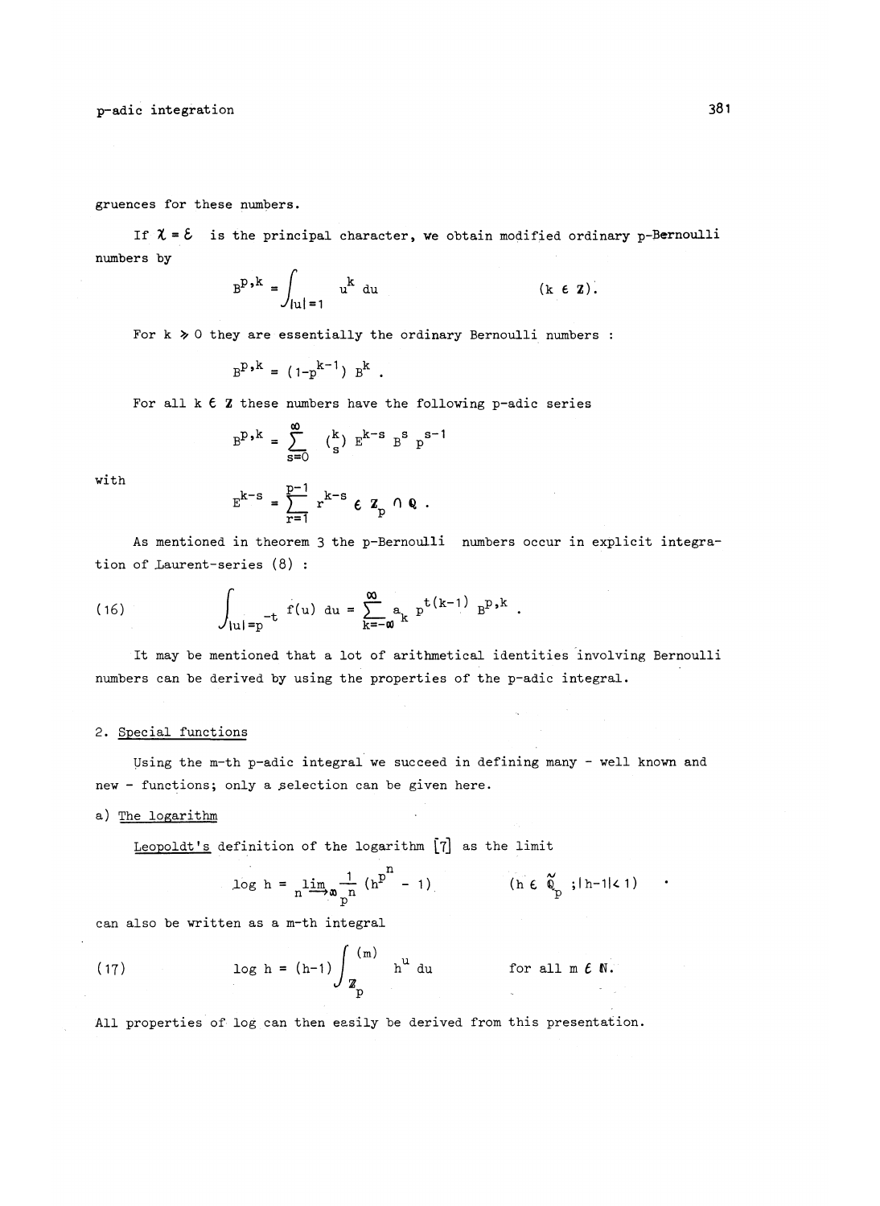gruences for these numbers.

If $\chi = \varepsilon$ is the principal character, we obtain modified ordinary p-Bernoulli numbers by

$$B^{p,k} = \int_{|u|=1} u^k \, du \qquad (k \in \mathbb{Z}).$$

For $k \geqslant 0$ they are essentially the ordinary Bernoulli numbers :

$$B^{p,k} = (1-p^{k-1}) \, B^k .$$

For all $k \in \mathbb{Z}$ these numbers have the following p-adic series

$$B^{p,k} = \sum_{s=0}^{\infty} \binom{k}{s} E^{k-s} \, B^s \, p^{s-1}$$

with

$$E^{k-s} = \sum_{r=1}^{p-1} r^{k-s} \in \mathbb{Z}_p \cap \mathbb{Q} .$$

As mentioned in theorem 3 the p-Bernoulli numbers occur in explicit integration of Laurent-series (8) :

$$\int_{|u|=p^{-t}} f(u) \, du = \sum_{k=-\infty}^{\infty} a_k \, p^{t(k-1)} \, B^{p,k} . \tag{16}$$

It may be mentioned that a lot of arithmetical identities involving Bernoulli numbers can be derived by using the properties of the p-adic integral.

## 2. Special functions

Using the m-th p-adic integral we succeed in defining many - well known and new - functions; only a selection can be given here.

### a) The logarithm

Leopoldt's definition of the logarithm [7] as the limit

$$\log h = \lim_{n \to \infty} \frac{1}{p^n} \left(h^{p^n} - 1\right) \qquad (h \in \tilde{\mathbb{Q}}_p \; ; |h-1| < 1)$$

can also be written as a m-th integral

$$\log h = (h-1) \int_{\mathbb{Z}_p}^{(m)} h^u \, du \qquad \text{for all } m \in \mathbb{N}. \tag{17}$$

All properties of log can then easily be derived from this presentation.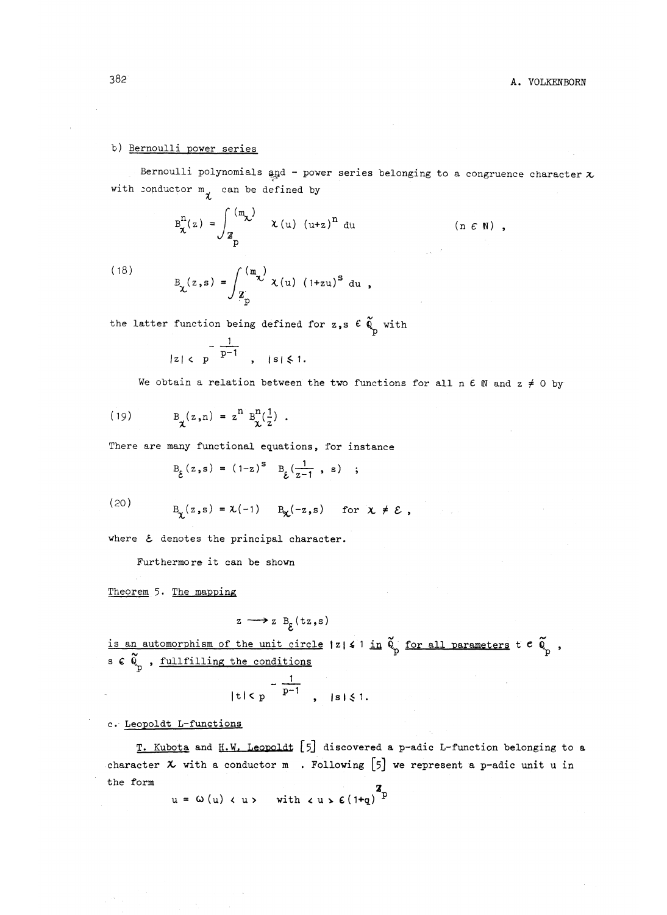b) Bernoulli power series

Bernoulli polynomials and - power series belonging to a congruence character $\chi$ with conductor $m_\chi$ can be defined by

$$B_\chi^n(z) = \int_{\mathbb{Z}_p}^{(m_\chi)} \chi(u)\,(u+z)^n\,du \qquad (n \in \mathbb{N}),$$

$$(18) \qquad B_\chi(z,s) = \int_{\mathbb{Z}_p}^{(m_\chi)} \chi(u)\,(1+zu)^s\,du,$$

the latter function being defined for $z, s \in \tilde{\mathbb{Q}}_p$ with

$$|z| < p^{-\frac{1}{p-1}}, \quad |s| \leq 1.$$

We obtain a relation between the two functions for all $n \in \mathbb{N}$ and $z \neq 0$ by

$$(19) \qquad B_\chi(z,n) = z^n\, B_\chi^n(\tfrac{1}{z}).$$

There are many functional equations, for instance

$$B_\varepsilon(z,s) = (1-z)^s\, B_\varepsilon(\tfrac{1}{z-1}, s);$$

$$(20) \qquad B_\chi(z,s) = \chi(-1)\, B_\chi(-z,s) \quad \text{for } \chi \neq \varepsilon,$$

where $\varepsilon$ denotes the principal character.

Furthermore it can be shown

Theorem 5. *The mapping*

$$z \longrightarrow z\, B_\varepsilon(tz,s)$$

*is an automorphism of the unit circle* $|z| \leq 1$ *in* $\tilde{\mathbb{Q}}_p$ *for all parameters* $t \in \tilde{\mathbb{Q}}_p$, $s \in \tilde{\mathbb{Q}}_p$, *fullfilling the conditions*

$$|t| < p^{-\frac{1}{p-1}}, \quad |s| \leq 1.$$

c. Leopoldt L-functions

T. Kubota and H.W. Leopoldt [5] discovered a p-adic L-function belonging to a character $\chi$ with a conductor m . Following [5] we represent a p-adic unit u in the form

$$u = \omega(u)\,\langle u \rangle \quad \text{with } \langle u \rangle \in (1+q)^{\mathbb{Z}_p}$$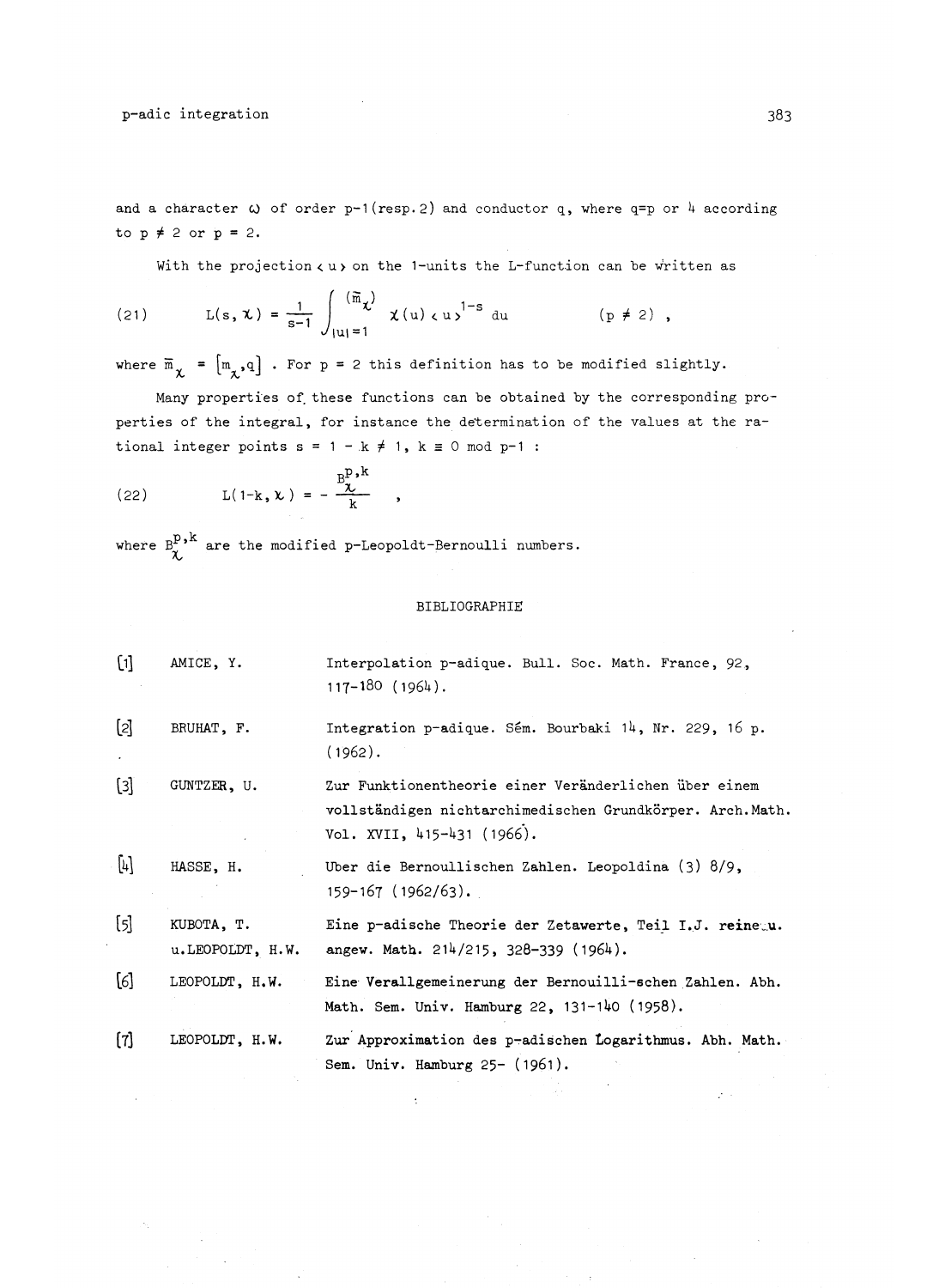and a character $\omega$ of order $p-1$ (resp. 2) and conductor $q$, where $q=p$ or $4$ according to $p \neq 2$ or $p = 2$.

With the projection $\langle u \rangle$ on the 1-units the L-function can be written as

$$L(s, \chi) = \frac{1}{s-1} \int_{|u|=1}^{(\bar{m}_\chi)} \chi(u) \langle u \rangle^{1-s} \, du \qquad (p \neq 2) , \tag{21}$$

where $\bar{m}_\chi = [m_\chi, q]$ . For $p = 2$ this definition has to be modified slightly.

Many properties of these functions can be obtained by the corresponding properties of the integral, for instance the determination of the values at the rational integer points $s = 1 - k \neq 1$, $k \equiv 0 \mod p-1$ :

$$L(1-k, \chi) = - \frac{B_\chi^{p,k}}{k} , \tag{22}$$

where $B_\chi^{p,k}$ are the modified p-Leopoldt-Bernoulli numbers.

## BIBLIOGRAPHIE

[1] AMICE, Y. Interpolation p-adique. Bull. Soc. Math. France, 92, 117-180 (1964).

[2] BRUHAT, F. Integration p-adique. Sém. Bourbaki 14, Nr. 229, 16 p. (1962).

[3] GUNTZER, U. Zur Funktionentheorie einer Veränderlichen über einem vollständigen nichtarchimedischen Grundkörper. Arch.Math. Vol. XVII, 415-431 (1966).

[4] HASSE, H. Uber die Bernoullischen Zahlen. Leopoldina (3) 8/9, 159-167 (1962/63).

[5] KUBOTA, T. u.LEOPOLDT, H.W. Eine p-adische Theorie der Zetawerte, Teil I.J. reine u. angew. Math. 214/215, 328-339 (1964).

[6] LEOPOLDT, H.W. Eine Verallgemeinerung der Bernouilli-schen Zahlen. Abh. Math. Sem. Univ. Hamburg 22, 131-140 (1958).

[7] LEOPOLDT, H.W. Zur Approximation des p-adischen Logarithmus. Abh. Math. Sem. Univ. Hamburg 25- (1961).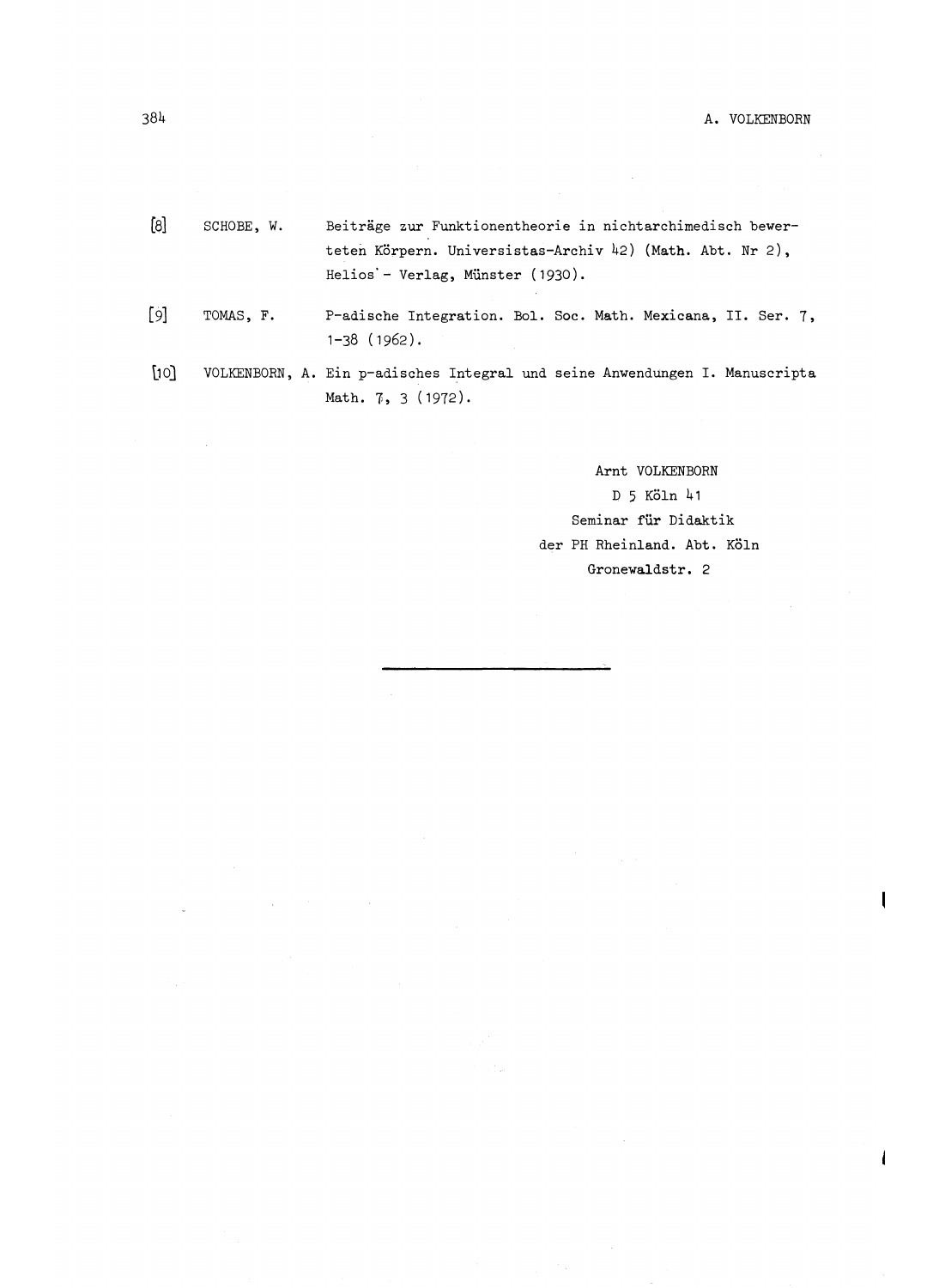[8] SCHOBE, W. Beiträge zur Funktionentheorie in nichtarchimedisch bewerteten Körpern. Universistas-Archiv 42) (Math. Abt. Nr 2), Helios - Verlag, Münster (1930).

[9] TOMAS, F. P-adische Integration. Bol. Soc. Math. Mexicana, II. Ser. 7, 1-38 (1962).

[10] VOLKENBORN, A. Ein p-adisches Integral und seine Anwendungen I. Manuscripta Math. 7, 3 (1972).

Arnt VOLKENBORN  
D 5 Köln 41  
Seminar für Didaktik  
der PH Rheinland. Abt. Köln  
Gronewaldstr. 2